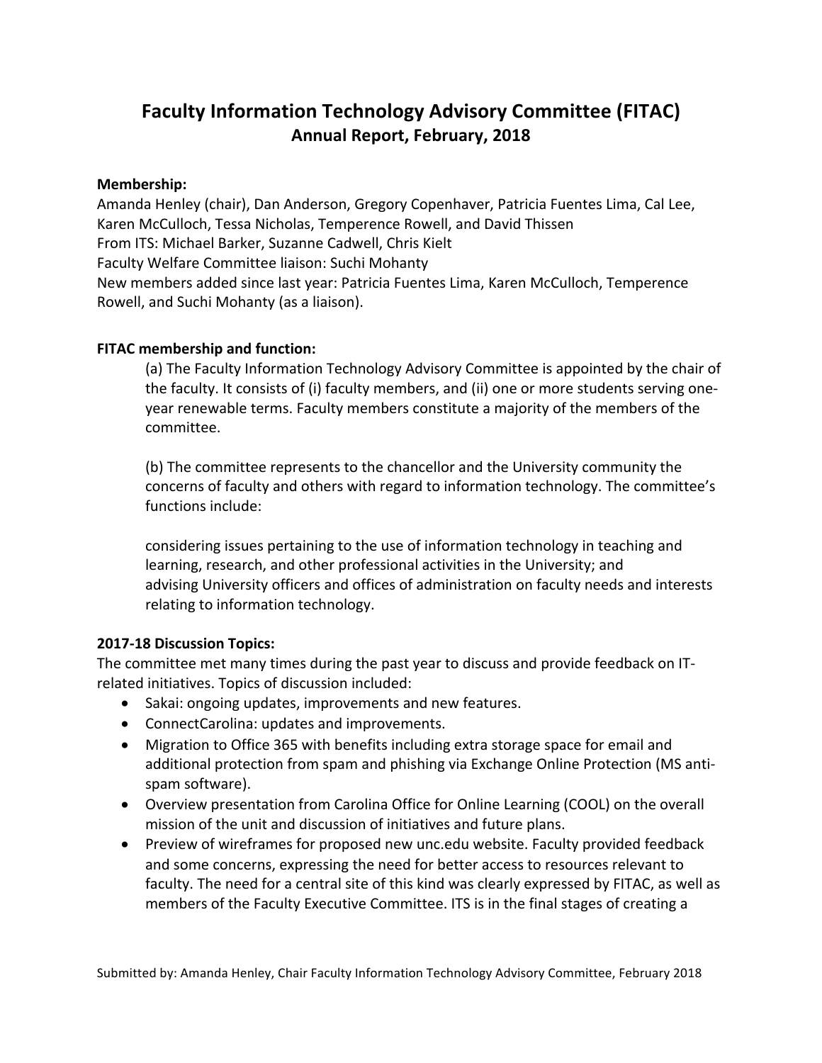# Faculty Information Technology Advisory Committee (FITAC)
## Annual Report, February, 2018

**Membership:**
Amanda Henley (chair), Dan Anderson, Gregory Copenhaver, Patricia Fuentes Lima, Cal Lee, Karen McCulloch, Tessa Nicholas, Temperence Rowell, and David Thissen
From ITS: Michael Barker, Suzanne Cadwell, Chris Kielt
Faculty Welfare Committee liaison: Suchi Mohanty
New members added since last year: Patricia Fuentes Lima, Karen McCulloch, Temperence Rowell, and Suchi Mohanty (as a liaison).

**FITAC membership and function:**

(a) The Faculty Information Technology Advisory Committee is appointed by the chair of the faculty. It consists of (i) faculty members, and (ii) one or more students serving one-year renewable terms. Faculty members constitute a majority of the members of the committee.

(b) The committee represents to the chancellor and the University community the concerns of faculty and others with regard to information technology. The committee's functions include:

considering issues pertaining to the use of information technology in teaching and learning, research, and other professional activities in the University; and
advising University officers and offices of administration on faculty needs and interests relating to information technology.

**2017-18 Discussion Topics:**
The committee met many times during the past year to discuss and provide feedback on IT-related initiatives. Topics of discussion included:

- Sakai: ongoing updates, improvements and new features.
- ConnectCarolina: updates and improvements.
- Migration to Office 365 with benefits including extra storage space for email and additional protection from spam and phishing via Exchange Online Protection (MS anti-spam software).
- Overview presentation from Carolina Office for Online Learning (COOL) on the overall mission of the unit and discussion of initiatives and future plans.
- Preview of wireframes for proposed new unc.edu website. Faculty provided feedback and some concerns, expressing the need for better access to resources relevant to faculty. The need for a central site of this kind was clearly expressed by FITAC, as well as members of the Faculty Executive Committee. ITS is in the final stages of creating a

Submitted by: Amanda Henley, Chair Faculty Information Technology Advisory Committee, February 2018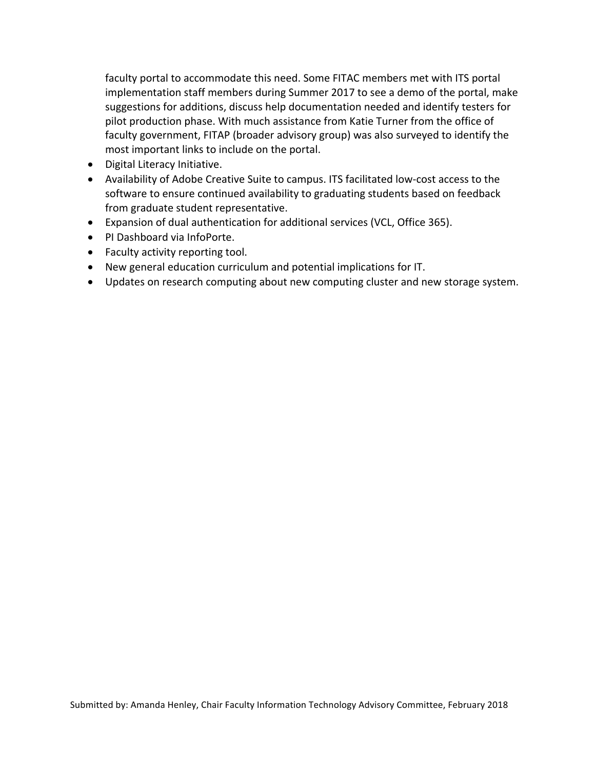faculty portal to accommodate this need. Some FITAC members met with ITS portal implementation staff members during Summer 2017 to see a demo of the portal, make suggestions for additions, discuss help documentation needed and identify testers for pilot production phase. With much assistance from Katie Turner from the office of faculty government, FITAP (broader advisory group) was also surveyed to identify the most important links to include on the portal.

- Digital Literacy Initiative.
- Availability of Adobe Creative Suite to campus. ITS facilitated low-cost access to the software to ensure continued availability to graduating students based on feedback from graduate student representative.
- Expansion of dual authentication for additional services (VCL, Office 365).
- PI Dashboard via InfoPorte.
- Faculty activity reporting tool.
- New general education curriculum and potential implications for IT.
- Updates on research computing about new computing cluster and new storage system.

Submitted by: Amanda Henley, Chair Faculty Information Technology Advisory Committee, February 2018